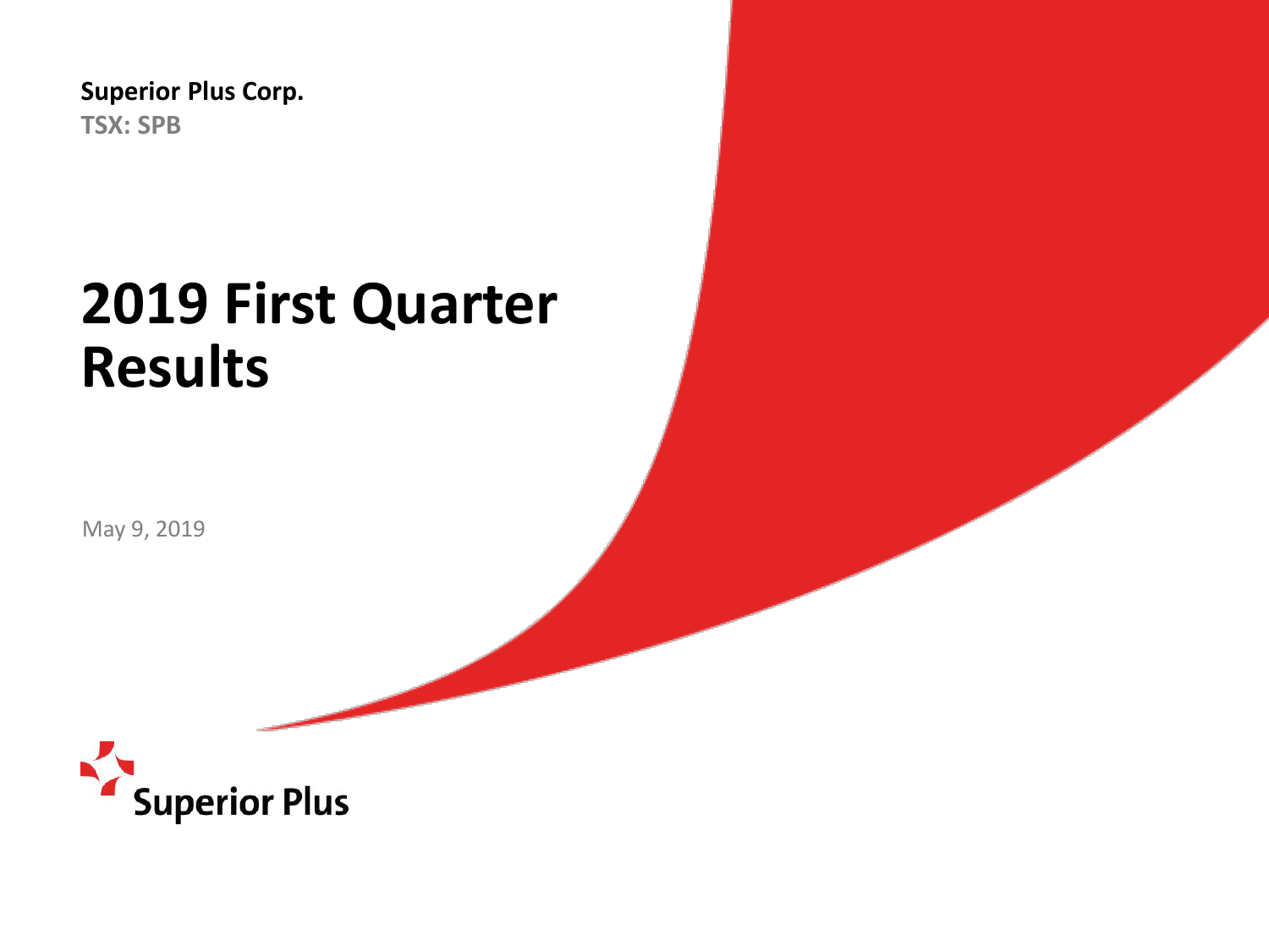**Superior Plus Corp.**
**TSX: SPB**

# 2019 First Quarter Results

May 9, 2019

Superior Plus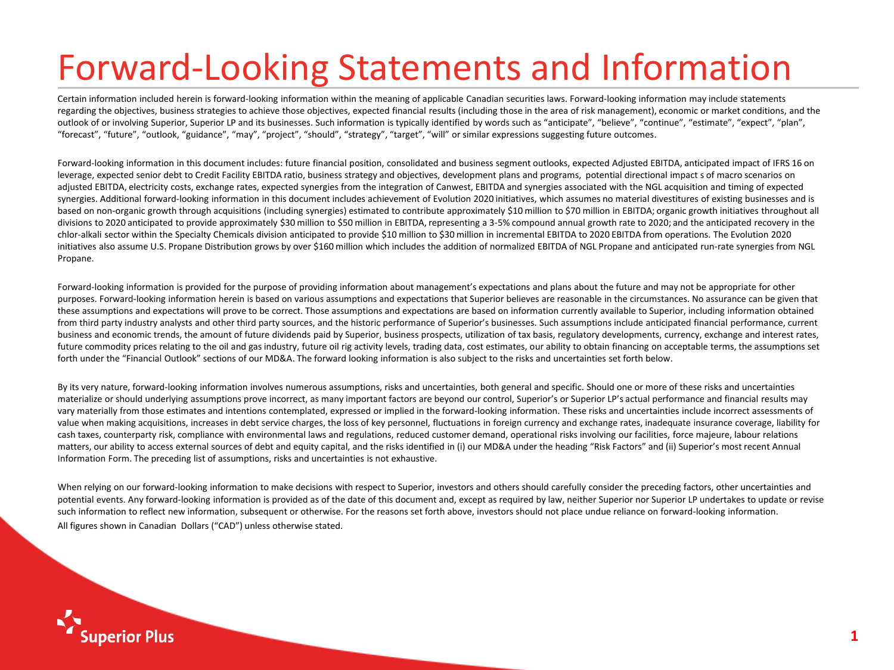# Forward-Looking Statements and Information

Certain information included herein is forward-looking information within the meaning of applicable Canadian securities laws. Forward-looking information may include statements regarding the objectives, business strategies to achieve those objectives, expected financial results (including those in the area of risk management), economic or market conditions, and the outlook of or involving Superior, Superior LP and its businesses. Such information is typically identified by words such as "anticipate", "believe", "continue", "estimate", "expect", "plan", "forecast", "future", "outlook, "guidance", "may", "project", "should", "strategy", "target", "will" or similar expressions suggesting future outcomes.

Forward-looking information in this document includes: future financial position, consolidated and business segment outlooks, expected Adjusted EBITDA, anticipated impact of IFRS 16 on leverage, expected senior debt to Credit Facility EBITDA ratio, business strategy and objectives, development plans and programs, potential directional impact s of macro scenarios on adjusted EBITDA, electricity costs, exchange rates, expected synergies from the integration of Canwest, EBITDA and synergies associated with the NGL acquisition and timing of expected synergies. Additional forward-looking information in this document includes achievement of Evolution 2020 initiatives, which assumes no material divestitures of existing businesses and is based on non-organic growth through acquisitions (including synergies) estimated to contribute approximately $10 million to $70 million in EBITDA; organic growth initiatives throughout all divisions to 2020 anticipated to provide approximately $30 million to $50 million in EBITDA, representing a 3-5% compound annual growth rate to 2020; and the anticipated recovery in the chlor-alkali sector within the Specialty Chemicals division anticipated to provide $10 million to $30 million in incremental EBITDA to 2020 EBITDA from operations. The Evolution 2020 initiatives also assume U.S. Propane Distribution grows by over $160 million which includes the addition of normalized EBITDA of NGL Propane and anticipated run-rate synergies from NGL Propane.

Forward-looking information is provided for the purpose of providing information about management's expectations and plans about the future and may not be appropriate for other purposes. Forward-looking information herein is based on various assumptions and expectations that Superior believes are reasonable in the circumstances. No assurance can be given that these assumptions and expectations will prove to be correct. Those assumptions and expectations are based on information currently available to Superior, including information obtained from third party industry analysts and other third party sources, and the historic performance of Superior's businesses. Such assumptions include anticipated financial performance, current business and economic trends, the amount of future dividends paid by Superior, business prospects, utilization of tax basis, regulatory developments, currency, exchange and interest rates, future commodity prices relating to the oil and gas industry, future oil rig activity levels, trading data, cost estimates, our ability to obtain financing on acceptable terms, the assumptions set forth under the "Financial Outlook" sections of our MD&A. The forward looking information is also subject to the risks and uncertainties set forth below.

By its very nature, forward-looking information involves numerous assumptions, risks and uncertainties, both general and specific. Should one or more of these risks and uncertainties materialize or should underlying assumptions prove incorrect, as many important factors are beyond our control, Superior's or Superior LP's actual performance and financial results may vary materially from those estimates and intentions contemplated, expressed or implied in the forward-looking information. These risks and uncertainties include incorrect assessments of value when making acquisitions, increases in debt service charges, the loss of key personnel, fluctuations in foreign currency and exchange rates, inadequate insurance coverage, liability for cash taxes, counterparty risk, compliance with environmental laws and regulations, reduced customer demand, operational risks involving our facilities, force majeure, labour relations matters, our ability to access external sources of debt and equity capital, and the risks identified in (i) our MD&A under the heading "Risk Factors" and (ii) Superior's most recent Annual Information Form. The preceding list of assumptions, risks and uncertainties is not exhaustive.

When relying on our forward-looking information to make decisions with respect to Superior, investors and others should carefully consider the preceding factors, other uncertainties and potential events. Any forward-looking information is provided as of the date of this document and, except as required by law, neither Superior nor Superior LP undertakes to update or revise such information to reflect new information, subsequent or otherwise. For the reasons set forth above, investors should not place undue reliance on forward-looking information.

All figures shown in Canadian Dollars ("CAD") unless otherwise stated.

Superior Plus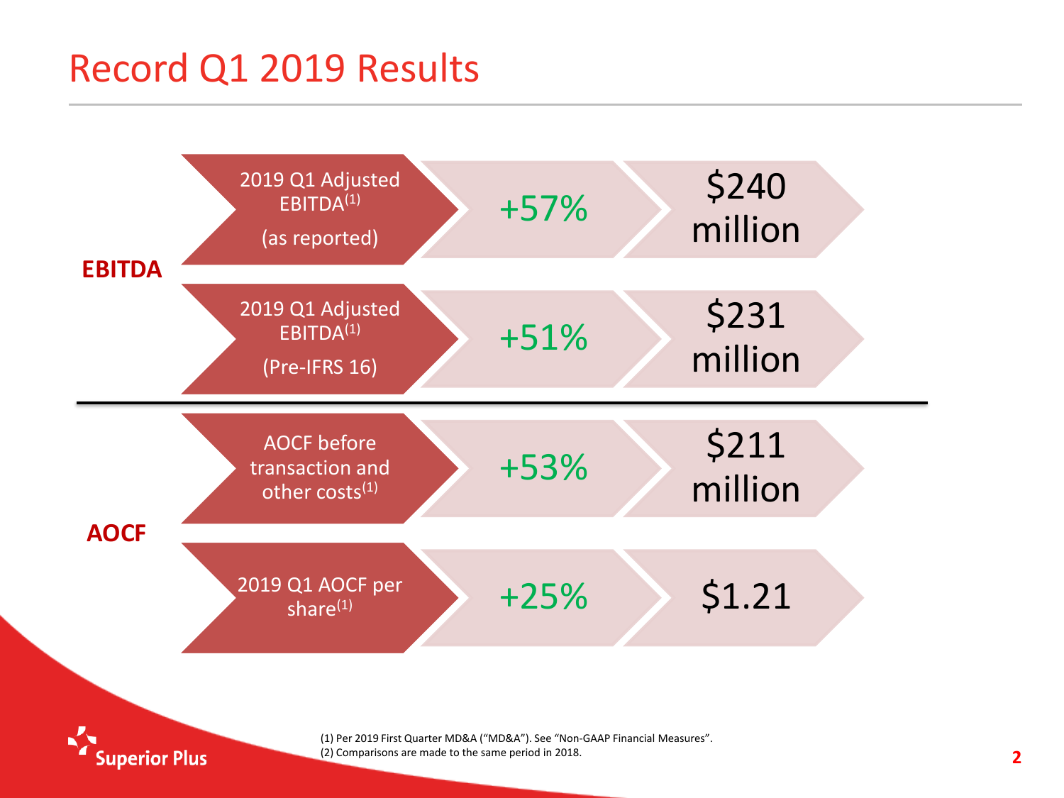# Record Q1 2019 Results

| | Metric | Change | Value |
|---|---|---|---|
| **EBITDA** | 2019 Q1 Adjusted EBITDA[1] (as reported) | +57% | $240 million |
| | 2019 Q1 Adjusted EBITDA[1] (Pre-IFRS 16) | +51% | $231 million |
| **AOCF** | AOCF before transaction and other costs[1] | +53% | $211 million |
| | 2019 Q1 AOCF per share[1] | +25% | $1.21 |

(1) Per 2019 First Quarter MD&A ("MD&A"). See "Non-GAAP Financial Measures".
(2) Comparisons are made to the same period in 2018.

Superior Plus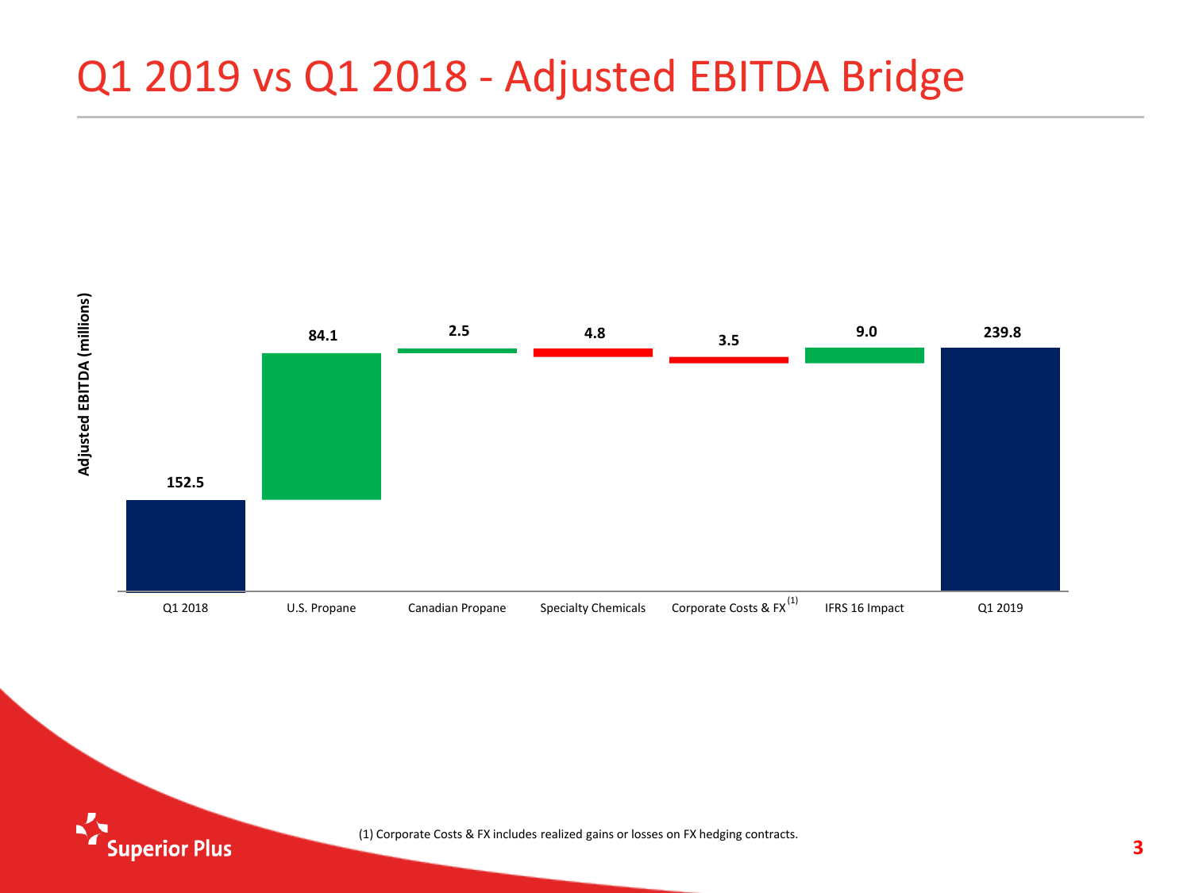# Q1 2019 vs Q1 2018 - Adjusted EBITDA Bridge

Adjusted EBITDA (millions)

| Q1 2018 | U.S. Propane | Canadian Propane | Specialty Chemicals | Corporate Costs & FX[1] | IFRS 16 Impact | Q1 2019 |
|---|---|---|---|---|---|---|
| 152.5 | 84.1 | 2.5 | 4.8 | 3.5 | 9.0 | 239.8 |

(1) Corporate Costs & FX includes realized gains or losses on FX hedging contracts.

Superior Plus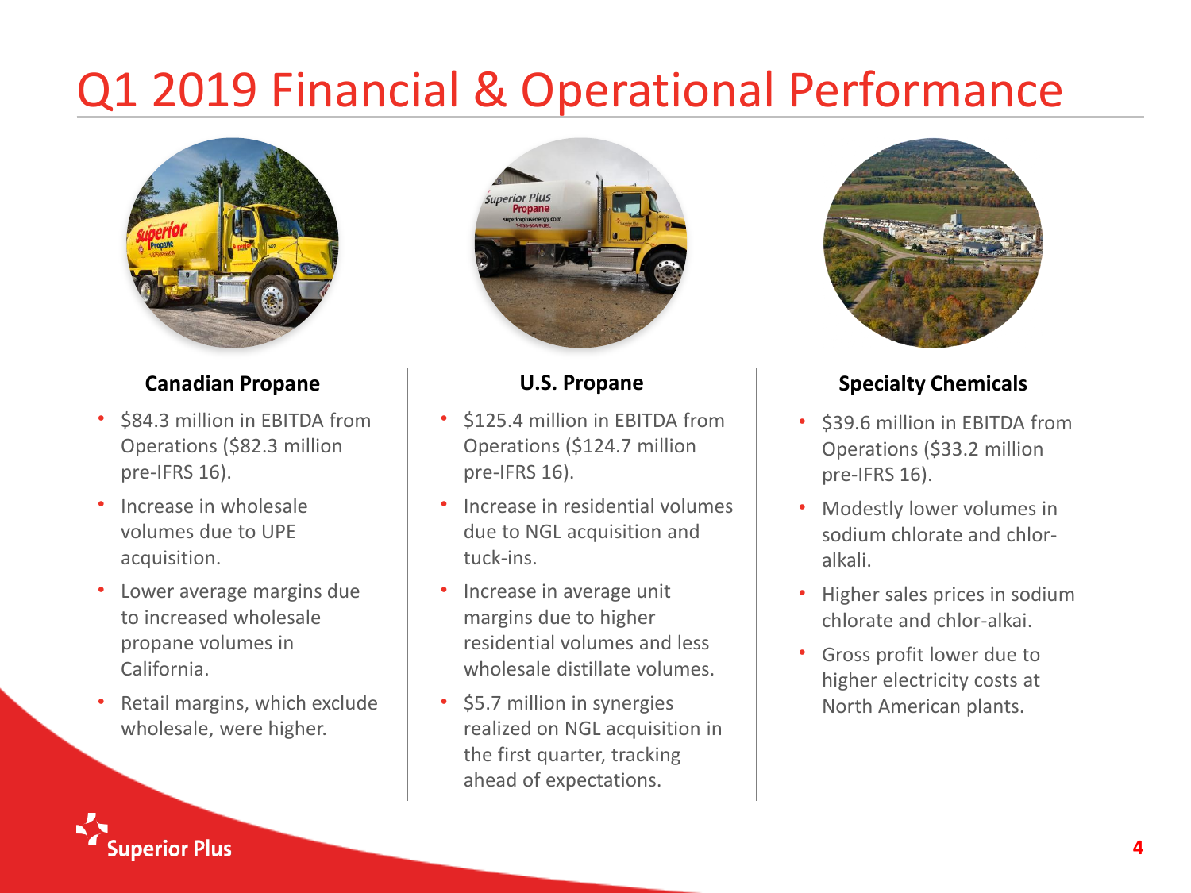# Q1 2019 Financial & Operational Performance

### Canadian Propane

- $84.3 million in EBITDA from Operations ($82.3 million pre-IFRS 16).
- Increase in wholesale volumes due to UPE acquisition.
- Lower average margins due to increased wholesale propane volumes in California.
- Retail margins, which exclude wholesale, were higher.

### U.S. Propane

- $125.4 million in EBITDA from Operations ($124.7 million pre-IFRS 16).
- Increase in residential volumes due to NGL acquisition and tuck-ins.
- Increase in average unit margins due to higher residential volumes and less wholesale distillate volumes.
- $5.7 million in synergies realized on NGL acquisition in the first quarter, tracking ahead of expectations.

### Specialty Chemicals

- $39.6 million in EBITDA from Operations ($33.2 million pre-IFRS 16).
- Modestly lower volumes in sodium chlorate and chlor-alkali.
- Higher sales prices in sodium chlorate and chlor-alkai.
- Gross profit lower due to higher electricity costs at North American plants.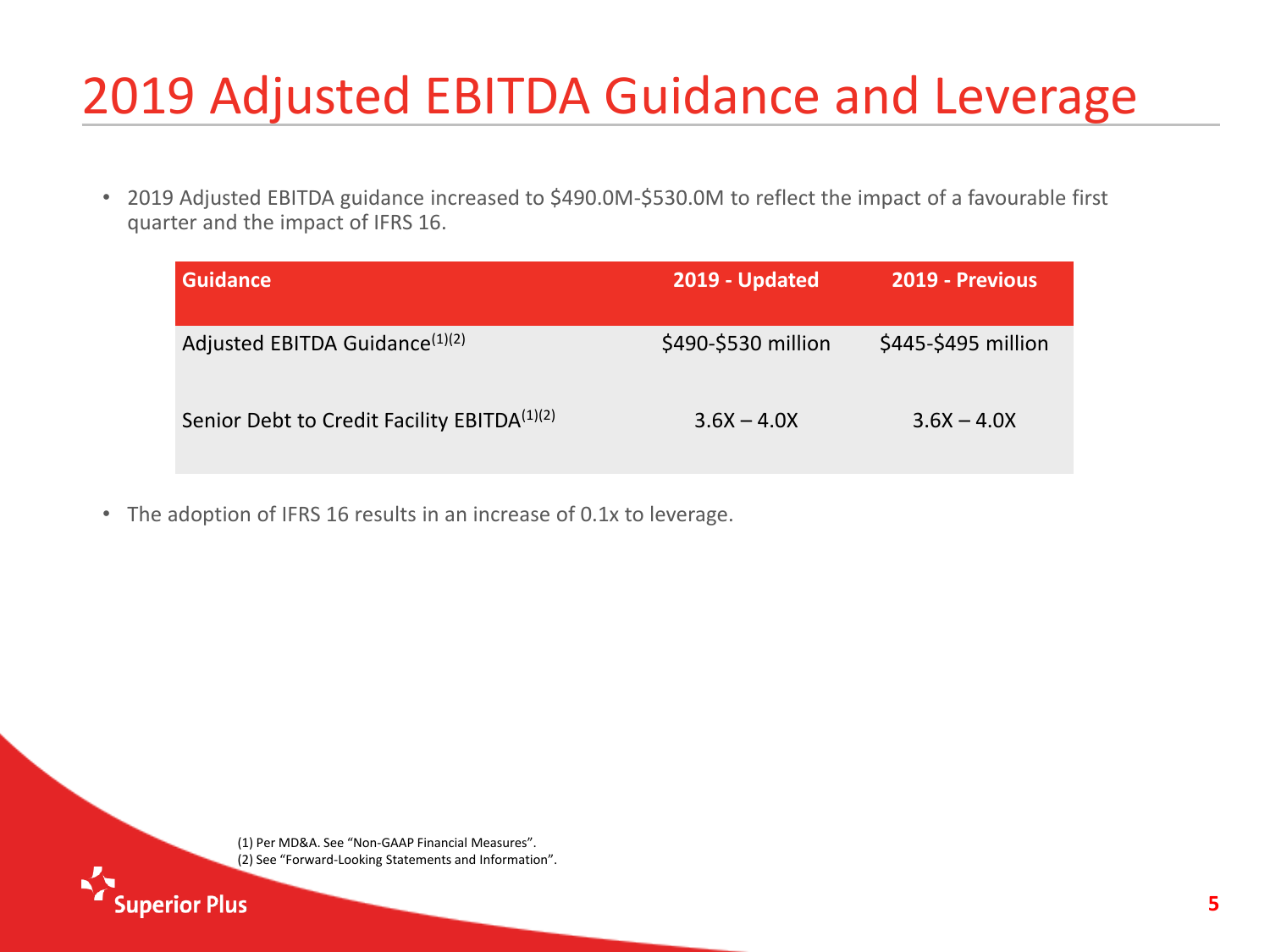# 2019 Adjusted EBITDA Guidance and Leverage

- 2019 Adjusted EBITDA guidance increased to $490.0M-$530.0M to reflect the impact of a favourable first quarter and the impact of IFRS 16.

| Guidance | 2019 - Updated | 2019 - Previous |
|---|---|---|
| Adjusted EBITDA Guidance[1][2] | $490-$530 million | $445-$495 million |
| Senior Debt to Credit Facility EBITDA[1][2] | 3.6X – 4.0X | 3.6X – 4.0X |

- The adoption of IFRS 16 results in an increase of 0.1x to leverage.

(1) Per MD&A. See "Non-GAAP Financial Measures".
(2) See "Forward-Looking Statements and Information".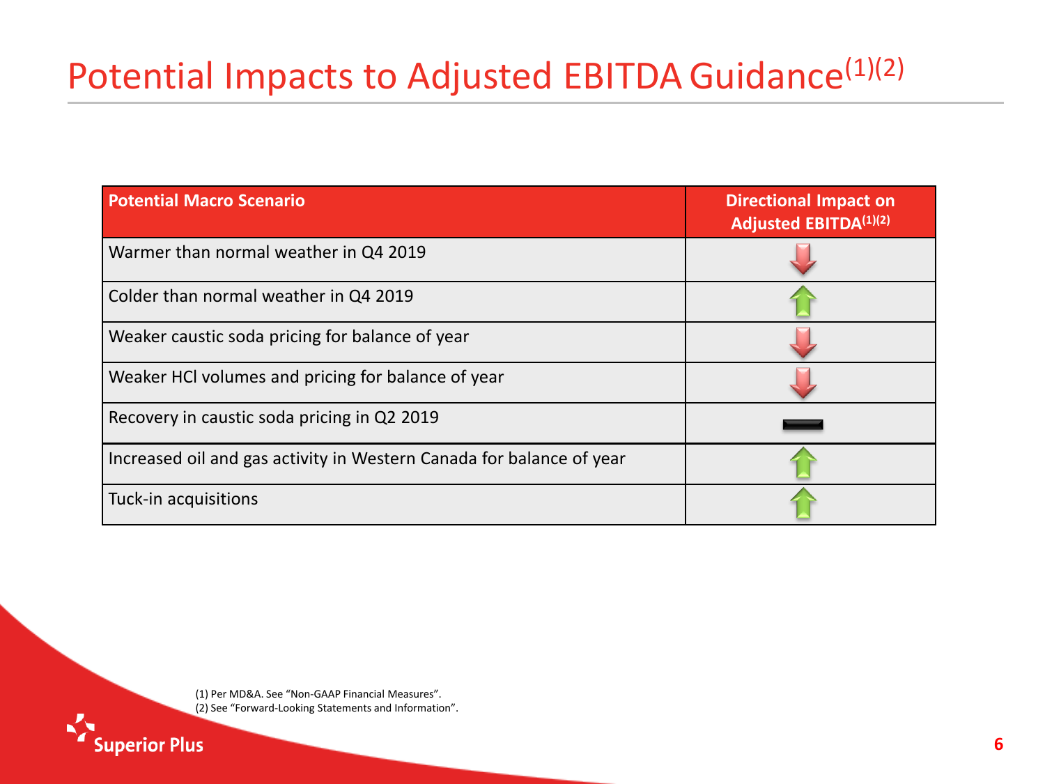# Potential Impacts to Adjusted EBITDA Guidance[1][2]

| Potential Macro Scenario | Directional Impact on Adjusted EBITDA[1][2] |
|---|---|
| Warmer than normal weather in Q4 2019 | ↓ |
| Colder than normal weather in Q4 2019 | ↑ |
| Weaker caustic soda pricing for balance of year | ↓ |
| Weaker HCl volumes and pricing for balance of year | ↓ |
| Recovery in caustic soda pricing in Q2 2019 | — |
| Increased oil and gas activity in Western Canada for balance of year | ↑ |
| Tuck-in acquisitions | ↑ |

(1) Per MD&A. See "Non-GAAP Financial Measures".
(2) See "Forward-Looking Statements and Information".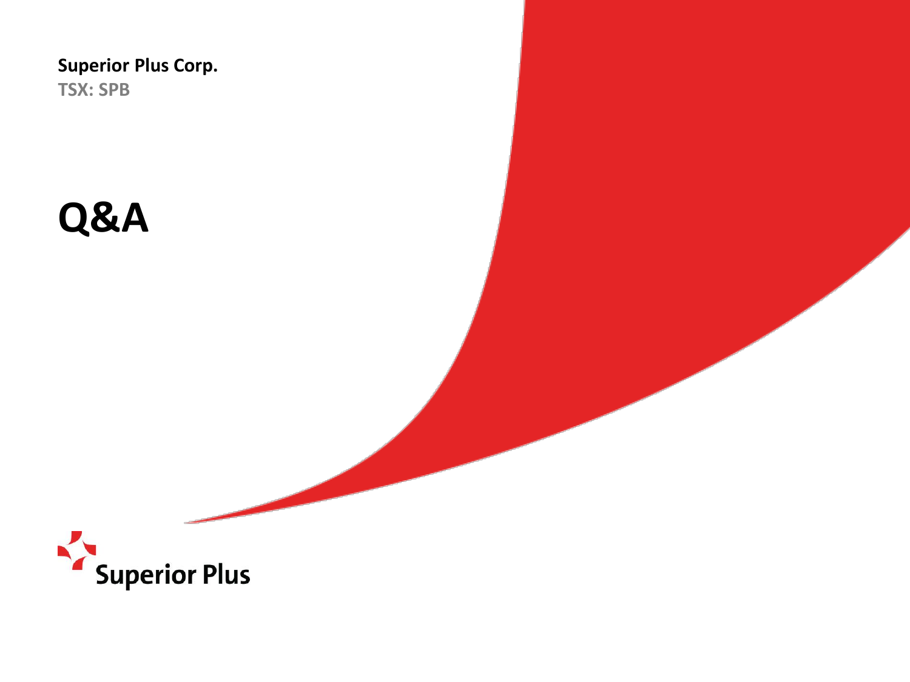**Superior Plus Corp.**
**TSX: SPB**

# Q&A

Superior Plus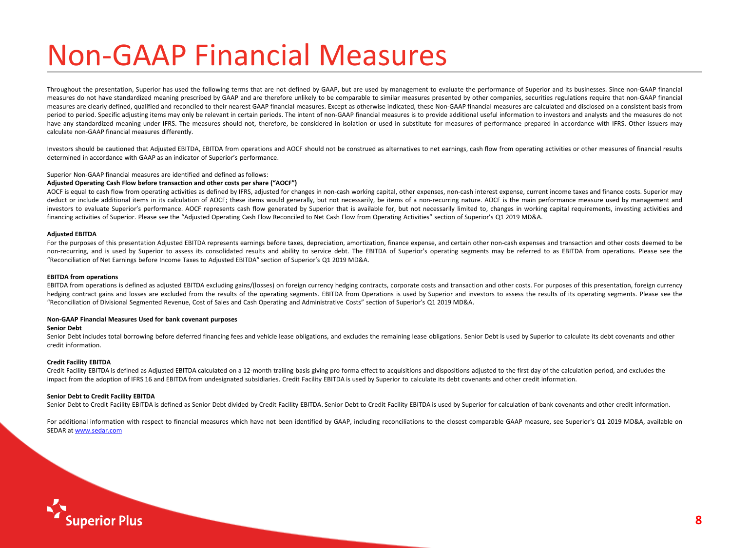# Non-GAAP Financial Measures

Throughout the presentation, Superior has used the following terms that are not defined by GAAP, but are used by management to evaluate the performance of Superior and its businesses. Since non-GAAP financial measures do not have standardized meaning prescribed by GAAP and are therefore unlikely to be comparable to similar measures presented by other companies, securities regulations require that non-GAAP financial measures are clearly defined, qualified and reconciled to their nearest GAAP financial measures. Except as otherwise indicated, these Non-GAAP financial measures are calculated and disclosed on a consistent basis from period to period. Specific adjusting items may only be relevant in certain periods. The intent of non-GAAP financial measures is to provide additional useful information to investors and analysts and the measures do not have any standardized meaning under IFRS. The measures should not, therefore, be considered in isolation or used in substitute for measures of performance prepared in accordance with IFRS. Other issuers may calculate non-GAAP financial measures differently.

Investors should be cautioned that Adjusted EBITDA, EBITDA from operations and AOCF should not be construed as alternatives to net earnings, cash flow from operating activities or other measures of financial results determined in accordance with GAAP as an indicator of Superior's performance.

Superior Non-GAAP financial measures are identified and defined as follows:

**Adjusted Operating Cash Flow before transaction and other costs per share ("AOCF")**

AOCF is equal to cash flow from operating activities as defined by IFRS, adjusted for changes in non-cash working capital, other expenses, non-cash interest expense, current income taxes and finance costs. Superior may deduct or include additional items in its calculation of AOCF; these items would generally, but not necessarily, be items of a non-recurring nature. AOCF is the main performance measure used by management and investors to evaluate Superior's performance. AOCF represents cash flow generated by Superior that is available for, but not necessarily limited to, changes in working capital requirements, investing activities and financing activities of Superior. Please see the "Adjusted Operating Cash Flow Reconciled to Net Cash Flow from Operating Activities" section of Superior's Q1 2019 MD&A.

**Adjusted EBITDA**

For the purposes of this presentation Adjusted EBITDA represents earnings before taxes, depreciation, amortization, finance expense, and certain other non-cash expenses and transaction and other costs deemed to be non-recurring, and is used by Superior to assess its consolidated results and ability to service debt. The EBITDA of Superior's operating segments may be referred to as EBITDA from operations. Please see the "Reconciliation of Net Earnings before Income Taxes to Adjusted EBITDA" section of Superior's Q1 2019 MD&A.

**EBITDA from operations**

EBITDA from operations is defined as adjusted EBITDA excluding gains/(losses) on foreign currency hedging contracts, corporate costs and transaction and other costs. For purposes of this presentation, foreign currency hedging contract gains and losses are excluded from the results of the operating segments. EBITDA from Operations is used by Superior and investors to assess the results of its operating segments. Please see the "Reconciliation of Divisional Segmented Revenue, Cost of Sales and Cash Operating and Administrative Costs" section of Superior's Q1 2019 MD&A.

**Non-GAAP Financial Measures Used for bank covenant purposes**

**Senior Debt**

Senior Debt includes total borrowing before deferred financing fees and vehicle lease obligations, and excludes the remaining lease obligations. Senior Debt is used by Superior to calculate its debt covenants and other credit information.

**Credit Facility EBITDA**

Credit Facility EBITDA is defined as Adjusted EBITDA calculated on a 12-month trailing basis giving pro forma effect to acquisitions and dispositions adjusted to the first day of the calculation period, and excludes the impact from the adoption of IFRS 16 and EBITDA from undesignated subsidiaries. Credit Facility EBITDA is used by Superior to calculate its debt covenants and other credit information.

**Senior Debt to Credit Facility EBITDA**

Senior Debt to Credit Facility EBITDA is defined as Senior Debt divided by Credit Facility EBITDA. Senior Debt to Credit Facility EBITDA is used by Superior for calculation of bank covenants and other credit information.

For additional information with respect to financial measures which have not been identified by GAAP, including reconciliations to the closest comparable GAAP measure, see Superior's Q1 2019 MD&A, available on SEDAR at www.sedar.com

Superior Plus